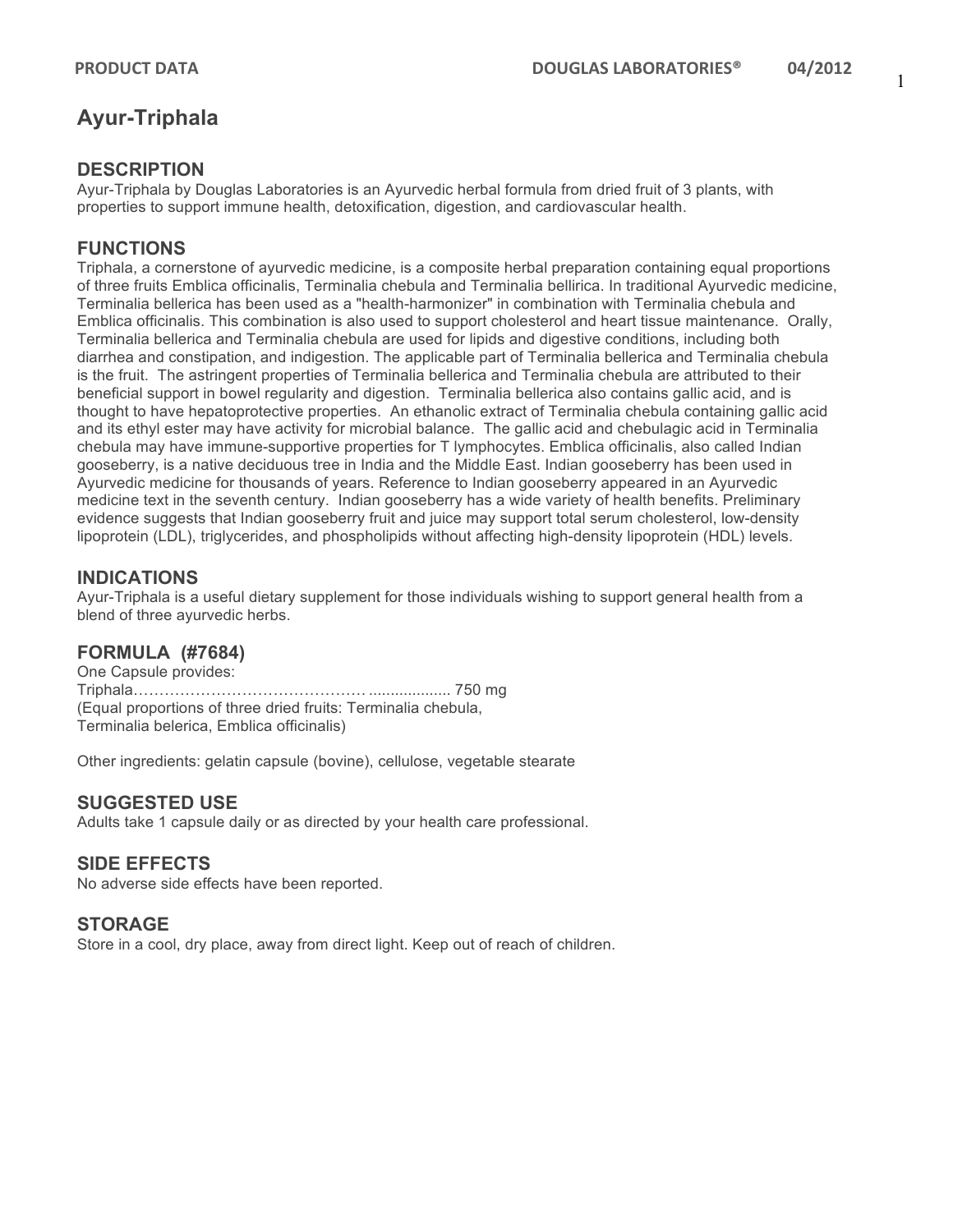# Ayur-Triphala

## DESCRIPTION

Ayur-Triphala by Douglas Laboratories is an Ayurvedic herbal formula from dried fruit of 3 plants, with properties to support immune health, detoxification, digestion, and cardiovascular health.

## FUNCTIONS

Triphala, a cornerstone of ayurvedic medicine, is a composite herbal preparation containing equal proportions of three fruits Emblica officinalis, Terminalia chebula and Terminalia bellirica. In traditional Ayurvedic medicine, Terminalia bellerica has been used as a "health-harmonizer" in combination with Terminalia chebula and Emblica officinalis. This combination is also used to support cholesterol and heart tissue maintenance. Orally, Terminalia bellerica and Terminalia chebula are used for lipids and digestive conditions, including both diarrhea and constipation, and indigestion. The applicable part of Terminalia bellerica and Terminalia chebula is the fruit. The astringent properties of Terminalia bellerica and Terminalia chebula are attributed to their beneficial support in bowel regularity and digestion. Terminalia bellerica also contains gallic acid, and is thought to have hepatoprotective properties. An ethanolic extract of Terminalia chebula containing gallic acid and its ethyl ester may have activity for microbial balance. The gallic acid and chebulagic acid in Terminalia chebula may have immune-supportive properties for T lymphocytes. Emblica officinalis, also called Indian gooseberry, is a native deciduous tree in India and the Middle East. Indian gooseberry has been used in Ayurvedic medicine for thousands of years. Reference to Indian gooseberry appeared in an Ayurvedic medicine text in the seventh century. Indian gooseberry has a wide variety of health benefits. Preliminary evidence suggests that Indian gooseberry fruit and juice may support total serum cholesterol, low-density lipoprotein (LDL), triglycerides, and phospholipids without affecting high-density lipoprotein (HDL) levels.

## INDICATIONS

Ayur-Triphala is a useful dietary supplement for those individuals wishing to support general health from a blend of three ayurvedic herbs.

## FORMULA (#7684)

One Capsule provides:
Triphala………………………………………................... 750 mg
(Equal proportions of three dried fruits: Terminalia chebula, Terminalia belerica, Emblica officinalis)

Other ingredients: gelatin capsule (bovine), cellulose, vegetable stearate

## SUGGESTED USE

Adults take 1 capsule daily or as directed by your health care professional.

## SIDE EFFECTS

No adverse side effects have been reported.

## STORAGE

Store in a cool, dry place, away from direct light. Keep out of reach of children.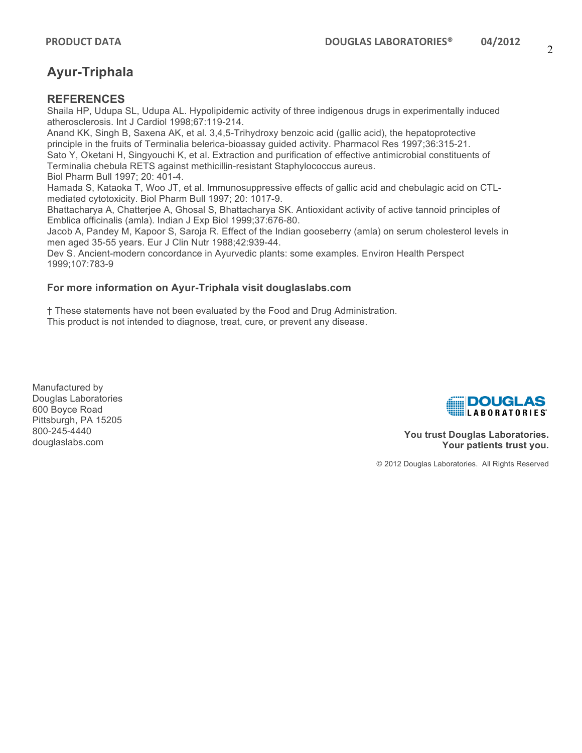# Ayur-Triphala

## REFERENCES

Shaila HP, Udupa SL, Udupa AL. Hypolipidemic activity of three indigenous drugs in experimentally induced atherosclerosis. Int J Cardiol 1998;67:119-214.

Anand KK, Singh B, Saxena AK, et al. 3,4,5-Trihydroxy benzoic acid (gallic acid), the hepatoprotective principle in the fruits of Terminalia belerica-bioassay guided activity. Pharmacol Res 1997;36:315-21.

Sato Y, Oketani H, Singyouchi K, et al. Extraction and purification of effective antimicrobial constituents of Terminalia chebula RETS against methicillin-resistant Staphylococcus aureus.
Biol Pharm Bull 1997; 20: 401-4.

Hamada S, Kataoka T, Woo JT, et al. Immunosuppressive effects of gallic acid and chebulagic acid on CTL-mediated cytotoxicity. Biol Pharm Bull 1997; 20: 1017-9.

Bhattacharya A, Chatterjee A, Ghosal S, Bhattacharya SK. Antioxidant activity of active tannoid principles of Emblica officinalis (amla). Indian J Exp Biol 1999;37:676-80.

Jacob A, Pandey M, Kapoor S, Saroja R. Effect of the Indian gooseberry (amla) on serum cholesterol levels in men aged 35-55 years. Eur J Clin Nutr 1988;42:939-44.

Dev S. Ancient-modern concordance in Ayurvedic plants: some examples. Environ Health Perspect 1999;107:783-9

**For more information on Ayur-Triphala visit douglaslabs.com**

† These statements have not been evaluated by the Food and Drug Administration.
This product is not intended to diagnose, treat, cure, or prevent any disease.

Manufactured by
Douglas Laboratories
600 Boyce Road
Pittsburgh, PA 15205
800-245-4440
douglaslabs.com

DOUGLAS LABORATORIES®

**You trust Douglas Laboratories.**
**Your patients trust you.**

© 2012 Douglas Laboratories. All Rights Reserved